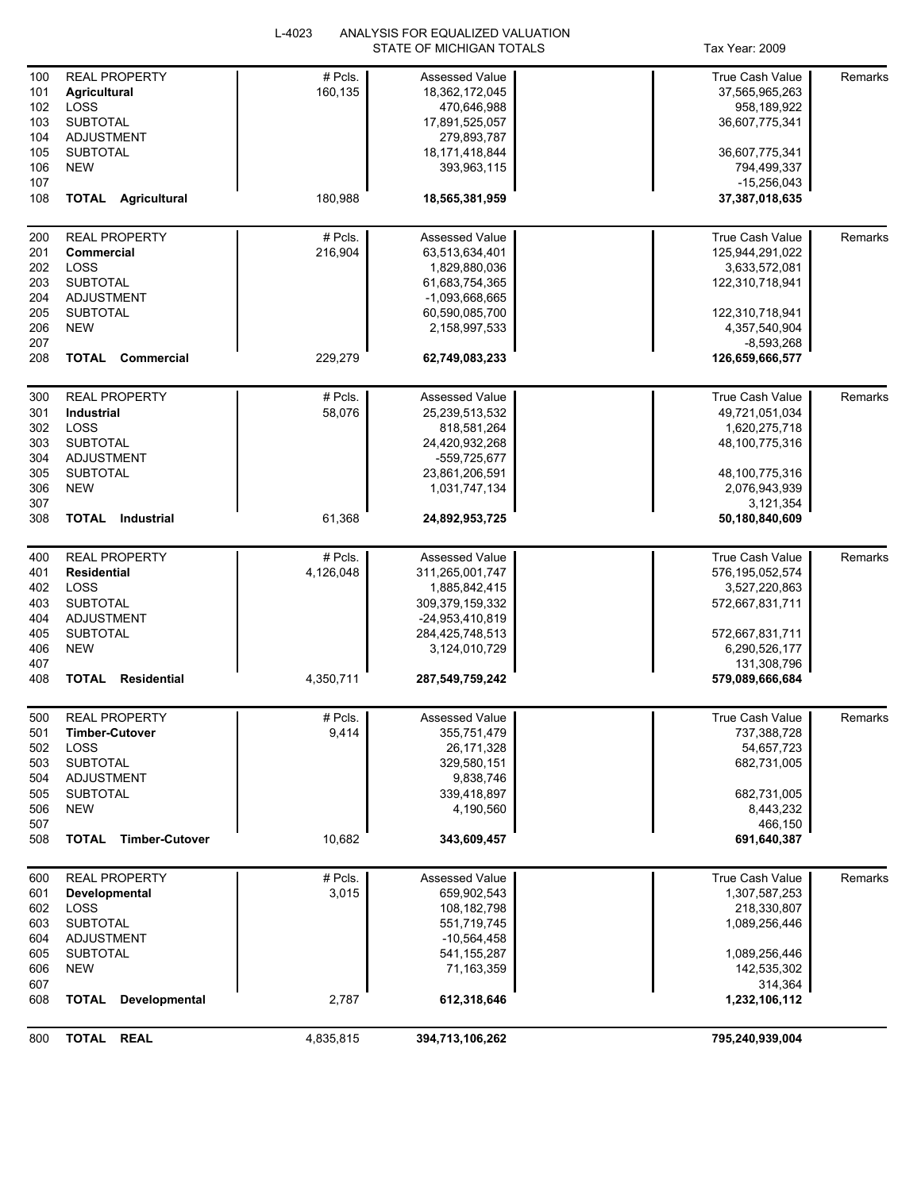L-4023 ANALYSIS FOR EQUALIZED VALUATION
STATE OF MICHIGAN TOTALS

Tax Year: 2009

| Line | Description | # Pcls. | Assessed Value | | True Cash Value | Remarks |
|---|---|---|---|---|---|---|
| 100 | REAL PROPERTY | # Pcls. | Assessed Value | | True Cash Value | Remarks |
| 101 | **Agricultural** | 160,135 | 18,362,172,045 | | 37,565,965,263 | |
| 102 | LOSS | | 470,646,988 | | 958,189,922 | |
| 103 | SUBTOTAL | | 17,891,525,057 | | 36,607,775,341 | |
| 104 | ADJUSTMENT | | 279,893,787 | | | |
| 105 | SUBTOTAL | | 18,171,418,844 | | 36,607,775,341 | |
| 106 | NEW | | 393,963,115 | | 794,499,337 | |
| 107 | | | | | -15,256,043 | |
| 108 | **TOTAL Agricultural** | 180,988 | **18,565,381,959** | | **37,387,018,635** | |
| 200 | REAL PROPERTY | # Pcls. | Assessed Value | | True Cash Value | Remarks |
| 201 | **Commercial** | 216,904 | 63,513,634,401 | | 125,944,291,022 | |
| 202 | LOSS | | 1,829,880,036 | | 3,633,572,081 | |
| 203 | SUBTOTAL | | 61,683,754,365 | | 122,310,718,941 | |
| 204 | ADJUSTMENT | | -1,093,668,665 | | | |
| 205 | SUBTOTAL | | 60,590,085,700 | | 122,310,718,941 | |
| 206 | NEW | | 2,158,997,533 | | 4,357,540,904 | |
| 207 | | | | | -8,593,268 | |
| 208 | **TOTAL Commercial** | 229,279 | **62,749,083,233** | | **126,659,666,577** | |
| 300 | REAL PROPERTY | # Pcls. | Assessed Value | | True Cash Value | Remarks |
| 301 | **Industrial** | 58,076 | 25,239,513,532 | | 49,721,051,034 | |
| 302 | LOSS | | 818,581,264 | | 1,620,275,718 | |
| 303 | SUBTOTAL | | 24,420,932,268 | | 48,100,775,316 | |
| 304 | ADJUSTMENT | | -559,725,677 | | | |
| 305 | SUBTOTAL | | 23,861,206,591 | | 48,100,775,316 | |
| 306 | NEW | | 1,031,747,134 | | 2,076,943,939 | |
| 307 | | | | | 3,121,354 | |
| 308 | **TOTAL Industrial** | 61,368 | **24,892,953,725** | | **50,180,840,609** | |
| 400 | REAL PROPERTY | # Pcls. | Assessed Value | | True Cash Value | Remarks |
| 401 | **Residential** | 4,126,048 | 311,265,001,747 | | 576,195,052,574 | |
| 402 | LOSS | | 1,885,842,415 | | 3,527,220,863 | |
| 403 | SUBTOTAL | | 309,379,159,332 | | 572,667,831,711 | |
| 404 | ADJUSTMENT | | -24,953,410,819 | | | |
| 405 | SUBTOTAL | | 284,425,748,513 | | 572,667,831,711 | |
| 406 | NEW | | 3,124,010,729 | | 6,290,526,177 | |
| 407 | | | | | 131,308,796 | |
| 408 | **TOTAL Residential** | 4,350,711 | **287,549,759,242** | | **579,089,666,684** | |
| 500 | REAL PROPERTY | # Pcls. | Assessed Value | | True Cash Value | Remarks |
| 501 | **Timber-Cutover** | 9,414 | 355,751,479 | | 737,388,728 | |
| 502 | LOSS | | 26,171,328 | | 54,657,723 | |
| 503 | SUBTOTAL | | 329,580,151 | | 682,731,005 | |
| 504 | ADJUSTMENT | | 9,838,746 | | | |
| 505 | SUBTOTAL | | 339,418,897 | | 682,731,005 | |
| 506 | NEW | | 4,190,560 | | 8,443,232 | |
| 507 | | | | | 466,150 | |
| 508 | **TOTAL Timber-Cutover** | 10,682 | **343,609,457** | | **691,640,387** | |
| 600 | REAL PROPERTY | # Pcls. | Assessed Value | | True Cash Value | Remarks |
| 601 | **Developmental** | 3,015 | 659,902,543 | | 1,307,587,253 | |
| 602 | LOSS | | 108,182,798 | | 218,330,807 | |
| 603 | SUBTOTAL | | 551,719,745 | | 1,089,256,446 | |
| 604 | ADJUSTMENT | | -10,564,458 | | | |
| 605 | SUBTOTAL | | 541,155,287 | | 1,089,256,446 | |
| 606 | NEW | | 71,163,359 | | 142,535,302 | |
| 607 | | | | | 314,364 | |
| 608 | **TOTAL Developmental** | 2,787 | **612,318,646** | | **1,232,106,112** | |
| 800 | **TOTAL REAL** | 4,835,815 | **394,713,106,262** | | **795,240,939,004** | |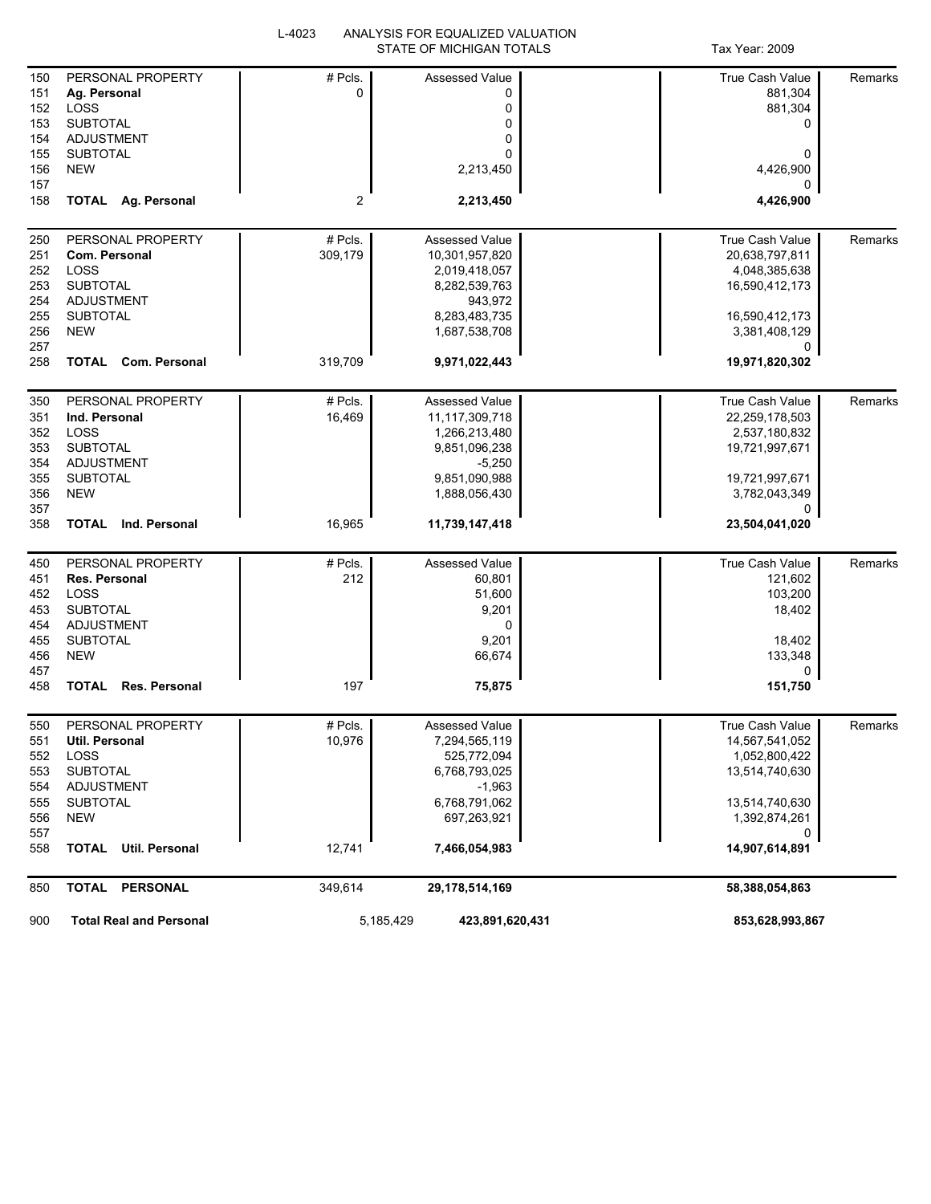L-4023 ANALYSIS FOR EQUALIZED VALUATION
STATE OF MICHIGAN TOTALS

Tax Year: 2009

| | | # Pcls. | Assessed Value | | True Cash Value | Remarks |
|---|---|---|---|---|---|---|
| 150 | PERSONAL PROPERTY | # Pcls. | Assessed Value | | True Cash Value | Remarks |
| 151 | **Ag. Personal** | 0 | 0 | | 881,304 | |
| 152 | LOSS | | 0 | | 881,304 | |
| 153 | SUBTOTAL | | 0 | | 0 | |
| 154 | ADJUSTMENT | | 0 | | | |
| 155 | SUBTOTAL | | 0 | | 0 | |
| 156 | NEW | | 2,213,450 | | 4,426,900 | |
| 157 | | | | | 0 | |
| 158 | **TOTAL Ag. Personal** | 2 | **2,213,450** | | **4,426,900** | |
| 250 | PERSONAL PROPERTY | # Pcls. | Assessed Value | | True Cash Value | Remarks |
| 251 | **Com. Personal** | 309,179 | 10,301,957,820 | | 20,638,797,811 | |
| 252 | LOSS | | 2,019,418,057 | | 4,048,385,638 | |
| 253 | SUBTOTAL | | 8,282,539,763 | | 16,590,412,173 | |
| 254 | ADJUSTMENT | | 943,972 | | | |
| 255 | SUBTOTAL | | 8,283,483,735 | | 16,590,412,173 | |
| 256 | NEW | | 1,687,538,708 | | 3,381,408,129 | |
| 257 | | | | | 0 | |
| 258 | **TOTAL Com. Personal** | 319,709 | **9,971,022,443** | | **19,971,820,302** | |
| 350 | PERSONAL PROPERTY | # Pcls. | Assessed Value | | True Cash Value | Remarks |
| 351 | **Ind. Personal** | 16,469 | 11,117,309,718 | | 22,259,178,503 | |
| 352 | LOSS | | 1,266,213,480 | | 2,537,180,832 | |
| 353 | SUBTOTAL | | 9,851,096,238 | | 19,721,997,671 | |
| 354 | ADJUSTMENT | | -5,250 | | | |
| 355 | SUBTOTAL | | 9,851,090,988 | | 19,721,997,671 | |
| 356 | NEW | | 1,888,056,430 | | 3,782,043,349 | |
| 357 | | | | | 0 | |
| 358 | **TOTAL Ind. Personal** | 16,965 | **11,739,147,418** | | **23,504,041,020** | |
| 450 | PERSONAL PROPERTY | # Pcls. | Assessed Value | | True Cash Value | Remarks |
| 451 | **Res. Personal** | 212 | 60,801 | | 121,602 | |
| 452 | LOSS | | 51,600 | | 103,200 | |
| 453 | SUBTOTAL | | 9,201 | | 18,402 | |
| 454 | ADJUSTMENT | | 0 | | | |
| 455 | SUBTOTAL | | 9,201 | | 18,402 | |
| 456 | NEW | | 66,674 | | 133,348 | |
| 457 | | | | | 0 | |
| 458 | **TOTAL Res. Personal** | 197 | **75,875** | | **151,750** | |
| 550 | PERSONAL PROPERTY | # Pcls. | Assessed Value | | True Cash Value | Remarks |
| 551 | **Util. Personal** | 10,976 | 7,294,565,119 | | 14,567,541,052 | |
| 552 | LOSS | | 525,772,094 | | 1,052,800,422 | |
| 553 | SUBTOTAL | | 6,768,793,025 | | 13,514,740,630 | |
| 554 | ADJUSTMENT | | -1,963 | | | |
| 555 | SUBTOTAL | | 6,768,791,062 | | 13,514,740,630 | |
| 556 | NEW | | 697,263,921 | | 1,392,874,261 | |
| 557 | | | | | 0 | |
| 558 | **TOTAL Util. Personal** | 12,741 | **7,466,054,983** | | **14,907,614,891** | |
| 850 | **TOTAL PERSONAL** | 349,614 | **29,178,514,169** | | **58,388,054,863** | |
| 900 | **Total Real and Personal** | 5,185,429 | **423,891,620,431** | | **853,628,993,867** | |